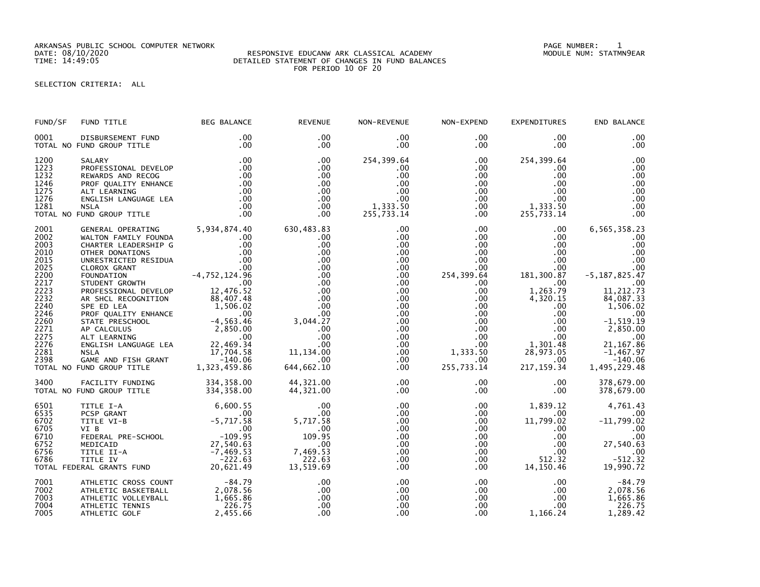ARKANSAS PUBLIC SCHOOL COMPUTER NETWORK
DATE: 08/10/2020
TIME: 14:49:05

RESPONSIVE EDUCANW ARK CLASSICAL ACADEMY
DETAILED STATEMENT OF CHANGES IN FUND BALANCES
FOR PERIOD 10 OF 20

PAGE NUMBER: 1
MODULE NUM: STATMN9EAR

SELECTION CRITERIA: ALL

| FUND/SF | FUND TITLE | BEG BALANCE | REVENUE | NON-REVENUE | NON-EXPEND | EXPENDITURES | END BALANCE |
|---|---|---|---|---|---|---|---|
| 0001 | DISBURSEMENT FUND | .00 | .00 | .00 | .00 | .00 | .00 |
| TOTAL NO FUND GROUP TITLE | | .00 | .00 | .00 | .00 | .00 | .00 |
| 1200 | SALARY | .00 | .00 | 254,399.64 | .00 | 254,399.64 | .00 |
| 1223 | PROFESSIONAL DEVELOP | .00 | .00 | .00 | .00 | .00 | .00 |
| 1232 | REWARDS AND RECOG | .00 | .00 | .00 | .00 | .00 | .00 |
| 1246 | PROF QUALITY ENHANCE | .00 | .00 | .00 | .00 | .00 | .00 |
| 1275 | ALT LEARNING | .00 | .00 | .00 | .00 | .00 | .00 |
| 1276 | ENGLISH LANGUAGE LEA | .00 | .00 | .00 | .00 | .00 | .00 |
| 1281 | NSLA | .00 | .00 | 1,333.50 | .00 | 1,333.50 | .00 |
| TOTAL NO FUND GROUP TITLE | | .00 | .00 | 255,733.14 | .00 | 255,733.14 | .00 |
| 2001 | GENERAL OPERATING | 5,934,874.40 | 630,483.83 | .00 | .00 | .00 | 6,565,358.23 |
| 2002 | WALTON FAMILY FOUNDA | .00 | .00 | .00 | .00 | .00 | .00 |
| 2003 | CHARTER LEADERSHIP G | .00 | .00 | .00 | .00 | .00 | .00 |
| 2010 | OTHER DONATIONS | .00 | .00 | .00 | .00 | .00 | .00 |
| 2015 | UNRESTRICTED RESIDUA | .00 | .00 | .00 | .00 | .00 | .00 |
| 2025 | CLOROX GRANT | .00 | .00 | .00 | .00 | .00 | .00 |
| 2200 | FOUNDATION | -4,752,124.96 | .00 | .00 | 254,399.64 | 181,300.87 | -5,187,825.47 |
| 2217 | STUDENT GROWTH | .00 | .00 | .00 | .00 | .00 | .00 |
| 2223 | PROFESSIONAL DEVELOP | 12,476.52 | .00 | .00 | .00 | 1,263.79 | 11,212.73 |
| 2232 | AR SHCL RECOGNITION | 88,407.48 | .00 | .00 | .00 | 4,320.15 | 84,087.33 |
| 2240 | SPE ED LEA | 1,506.02 | .00 | .00 | .00 | .00 | 1,506.02 |
| 2246 | PROF QUALITY ENHANCE | .00 | .00 | .00 | .00 | .00 | .00 |
| 2260 | STATE PRESCHOOL | -4,563.46 | 3,044.27 | .00 | .00 | .00 | -1,519.19 |
| 2271 | AP CALCULUS | 2,850.00 | .00 | .00 | .00 | .00 | 2,850.00 |
| 2275 | ALT LEARNING | .00 | .00 | .00 | .00 | .00 | .00 |
| 2276 | ENGLISH LANGUAGE LEA | 22,469.34 | .00 | .00 | .00 | 1,301.48 | 21,167.86 |
| 2281 | NSLA | 17,704.58 | 11,134.00 | .00 | 1,333.50 | 28,973.05 | -1,467.97 |
| 2398 | GAME AND FISH GRANT | -140.06 | .00 | .00 | .00 | .00 | -140.06 |
| TOTAL NO FUND GROUP TITLE | | 1,323,459.86 | 644,662.10 | .00 | 255,733.14 | 217,159.34 | 1,495,229.48 |
| 3400 | FACILITY FUNDING | 334,358.00 | 44,321.00 | .00 | .00 | .00 | 378,679.00 |
| TOTAL NO FUND GROUP TITLE | | 334,358.00 | 44,321.00 | .00 | .00 | .00 | 378,679.00 |
| 6501 | TITLE I-A | 6,600.55 | .00 | .00 | .00 | 1,839.12 | 4,761.43 |
| 6535 | PCSP GRANT | .00 | .00 | .00 | .00 | .00 | .00 |
| 6702 | TITLE VI-B | -5,717.58 | 5,717.58 | .00 | .00 | 11,799.02 | -11,799.02 |
| 6705 | VI B | .00 | .00 | .00 | .00 | .00 | .00 |
| 6710 | FEDERAL PRE-SCHOOL | -109.95 | 109.95 | .00 | .00 | .00 | .00 |
| 6752 | MEDICAID | 27,540.63 | .00 | .00 | .00 | .00 | 27,540.63 |
| 6756 | TITLE II-A | -7,469.53 | 7,469.53 | .00 | .00 | .00 | .00 |
| 6786 | TITLE IV | -222.63 | 222.63 | .00 | .00 | 512.32 | -512.32 |
| TOTAL FEDERAL GRANTS FUND | | 20,621.49 | 13,519.69 | .00 | .00 | 14,150.46 | 19,990.72 |
| 7001 | ATHLETIC CROSS COUNT | -84.79 | .00 | .00 | .00 | .00 | -84.79 |
| 7002 | ATHLETIC BASKETBALL | 2,078.56 | .00 | .00 | .00 | .00 | 2,078.56 |
| 7003 | ATHLETIC VOLLEYBALL | 1,665.86 | .00 | .00 | .00 | .00 | 1,665.86 |
| 7004 | ATHLETIC TENNIS | 226.75 | .00 | .00 | .00 | .00 | 226.75 |
| 7005 | ATHLETIC GOLF | 2,455.66 | .00 | .00 | .00 | 1,166.24 | 1,289.42 |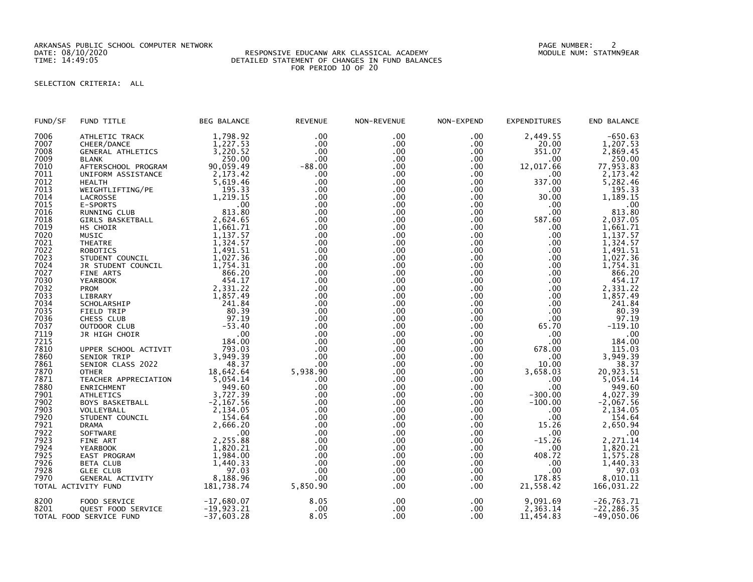ARKANSAS PUBLIC SCHOOL COMPUTER NETWORK
DATE: 08/10/2020
TIME: 14:49:05

RESPONSIVE EDUCANW ARK CLASSICAL ACADEMY
DETAILED STATEMENT OF CHANGES IN FUND BALANCES
FOR PERIOD 10 OF 20

MODULE NUM: STATMN9EAR

SELECTION CRITERIA: ALL

| FUND/SF | FUND TITLE | BEG BALANCE | REVENUE | NON-REVENUE | NON-EXPEND | EXPENDITURES | END BALANCE |
|---|---|---|---|---|---|---|---|
| 7006 | ATHLETIC TRACK | 1,798.92 | .00 | .00 | .00 | 2,449.55 | -650.63 |
| 7007 | CHEER/DANCE | 1,227.53 | .00 | .00 | .00 | 20.00 | 1,207.53 |
| 7008 | GENERAL ATHLETICS | 3,220.52 | .00 | .00 | .00 | 351.07 | 2,869.45 |
| 7009 | BLANK | 250.00 | .00 | .00 | .00 | .00 | 250.00 |
| 7010 | AFTERSCHOOL PROGRAM | 90,059.49 | -88.00 | .00 | .00 | 12,017.66 | 77,953.83 |
| 7011 | UNIFORM ASSISTANCE | 2,173.42 | .00 | .00 | .00 | .00 | 2,173.42 |
| 7012 | HEALTH | 5,619.46 | .00 | .00 | .00 | 337.00 | 5,282.46 |
| 7013 | WEIGHTLIFTING/PE | 195.33 | .00 | .00 | .00 | .00 | 195.33 |
| 7014 | LACROSSE | 1,219.15 | .00 | .00 | .00 | 30.00 | 1,189.15 |
| 7015 | E-SPORTS | .00 | .00 | .00 | .00 | .00 | .00 |
| 7016 | RUNNING CLUB | 813.80 | .00 | .00 | .00 | .00 | 813.80 |
| 7018 | GIRLS BASKETBALL | 2,624.65 | .00 | .00 | .00 | 587.60 | 2,037.05 |
| 7019 | HS CHOIR | 1,661.71 | .00 | .00 | .00 | .00 | 1,661.71 |
| 7020 | MUSIC | 1,137.57 | .00 | .00 | .00 | .00 | 1,137.57 |
| 7021 | THEATRE | 1,324.57 | .00 | .00 | .00 | .00 | 1,324.57 |
| 7022 | ROBOTICS | 1,491.51 | .00 | .00 | .00 | .00 | 1,491.51 |
| 7023 | STUDENT COUNCIL | 1,027.36 | .00 | .00 | .00 | .00 | 1,027.36 |
| 7024 | JR STUDENT COUNCIL | 1,754.31 | .00 | .00 | .00 | .00 | 1,754.31 |
| 7027 | FINE ARTS | 866.20 | .00 | .00 | .00 | .00 | 866.20 |
| 7030 | YEARBOOK | 454.17 | .00 | .00 | .00 | .00 | 454.17 |
| 7032 | PROM | 2,331.22 | .00 | .00 | .00 | .00 | 2,331.22 |
| 7033 | LIBRARY | 1,857.49 | .00 | .00 | .00 | .00 | 1,857.49 |
| 7034 | SCHOLARSHIP | 241.84 | .00 | .00 | .00 | .00 | 241.84 |
| 7035 | FIELD TRIP | 80.39 | .00 | .00 | .00 | .00 | 80.39 |
| 7036 | CHESS CLUB | 97.19 | .00 | .00 | .00 | .00 | 97.19 |
| 7037 | OUTDOOR CLUB | -53.40 | .00 | .00 | .00 | 65.70 | -119.10 |
| 7119 | JR HIGH CHOIR | .00 | .00 | .00 | .00 | .00 | .00 |
| 7215 | | 184.00 | .00 | .00 | .00 | .00 | 184.00 |
| 7810 | UPPER SCHOOL ACTIVIT | 793.03 | .00 | .00 | .00 | 678.00 | 115.03 |
| 7860 | SENIOR TRIP | 3,949.39 | .00 | .00 | .00 | .00 | 3,949.39 |
| 7861 | SENIOR CLASS 2022 | 48.37 | .00 | .00 | .00 | 10.00 | 38.37 |
| 7870 | OTHER | 18,642.64 | 5,938.90 | .00 | .00 | 3,658.03 | 20,923.51 |
| 7871 | TEACHER APPRECIATION | 5,054.14 | .00 | .00 | .00 | .00 | 5,054.14 |
| 7880 | ENRICHMENT | 949.60 | .00 | .00 | .00 | .00 | 949.60 |
| 7901 | ATHLETICS | 3,727.39 | .00 | .00 | .00 | -300.00 | 4,027.39 |
| 7902 | BOYS BASKETBALL | -2,167.56 | .00 | .00 | .00 | -100.00 | -2,067.56 |
| 7903 | VOLLEYBALL | 2,134.05 | .00 | .00 | .00 | .00 | 2,134.05 |
| 7920 | STUDENT COUNCIL | 154.64 | .00 | .00 | .00 | .00 | 154.64 |
| 7921 | DRAMA | 2,666.20 | .00 | .00 | .00 | 15.26 | 2,650.94 |
| 7922 | SOFTWARE | .00 | .00 | .00 | .00 | .00 | .00 |
| 7923 | FINE ART | 2,255.88 | .00 | .00 | .00 | -15.26 | 2,271.14 |
| 7924 | YEARBOOK | 1,820.21 | .00 | .00 | .00 | .00 | 1,820.21 |
| 7925 | EAST PROGRAM | 1,984.00 | .00 | .00 | .00 | 408.72 | 1,575.28 |
| 7926 | BETA CLUB | 1,440.33 | .00 | .00 | .00 | .00 | 1,440.33 |
| 7928 | GLEE CLUB | 97.03 | .00 | .00 | .00 | .00 | 97.03 |
| 7970 | GENERAL ACTIVITY | 8,188.96 | .00 | .00 | .00 | 178.85 | 8,010.11 |
| TOTAL ACTIVITY FUND | | 181,738.74 | 5,850.90 | .00 | .00 | 21,558.42 | 166,031.22 |
| 8200 | FOOD SERVICE | -17,680.07 | 8.05 | .00 | .00 | 9,091.69 | -26,763.71 |
| 8201 | QUEST FOOD SERVICE | -19,923.21 | .00 | .00 | .00 | 2,363.14 | -22,286.35 |
| TOTAL FOOD SERVICE FUND | | -37,603.28 | 8.05 | .00 | .00 | 11,454.83 | -49,050.06 |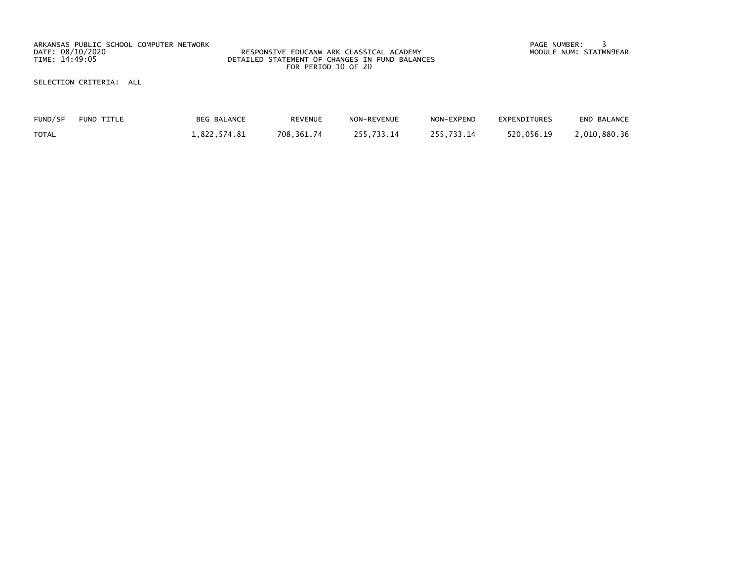ARKANSAS PUBLIC SCHOOL COMPUTER NETWORK
DATE: 08/10/2020
TIME: 14:49:05

RESPONSIVE EDUCANW ARK CLASSICAL ACADEMY
DETAILED STATEMENT OF CHANGES IN FUND BALANCES
FOR PERIOD 10 OF 20

MODULE NUM: STATMN9EAR

SELECTION CRITERIA: ALL

| FUND/SF | FUND TITLE | BEG BALANCE | REVENUE | NON-REVENUE | NON-EXPEND | EXPENDITURES | END BALANCE |
|---|---|---|---|---|---|---|---|
| TOTAL | | 1,822,574.81 | 708,361.74 | 255,733.14 | 255,733.14 | 520,056.19 | 2,010,880.36 |